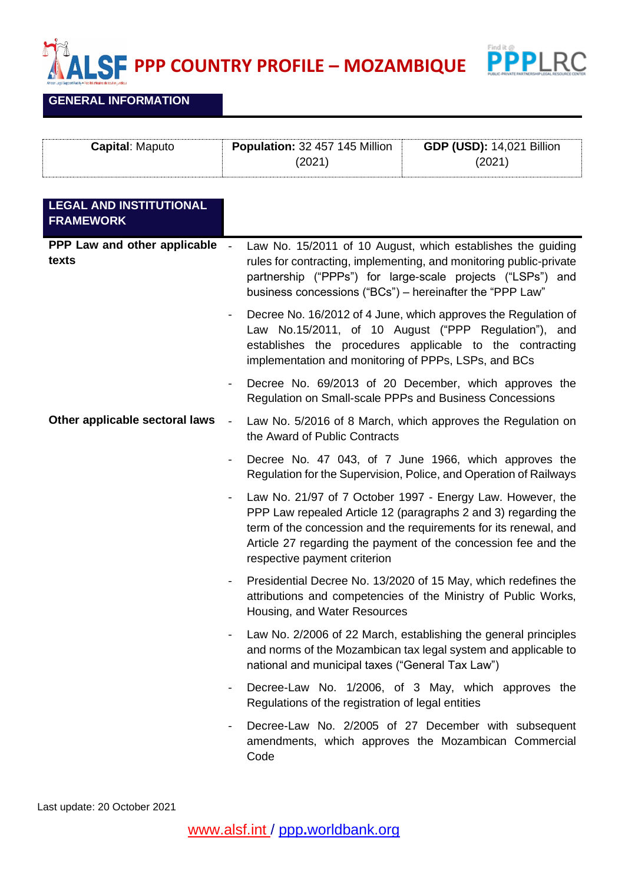# PPP COUNTRY PROFILE – MOZAMBIQUE

## GENERAL INFORMATION

| **Capital**: Maputo | **Population:** 32 457 145 Million (2021) | **GDP (USD):** 14,021 Billion (2021) |
|---|---|---|

## LEGAL AND INSTITUTIONAL FRAMEWORK

**PPP Law and other applicable texts**

- Law No. 15/2011 of 10 August, which establishes the guiding rules for contracting, implementing, and monitoring public-private partnership ("PPPs") for large-scale projects ("LSPs") and business concessions ("BCs") – hereinafter the "PPP Law"
- Decree No. 16/2012 of 4 June, which approves the Regulation of Law No.15/2011, of 10 August ("PPP Regulation"), and establishes the procedures applicable to the contracting implementation and monitoring of PPPs, LSPs, and BCs
- Decree No. 69/2013 of 20 December, which approves the Regulation on Small-scale PPPs and Business Concessions

**Other applicable sectoral laws**

- Law No. 5/2016 of 8 March, which approves the Regulation on the Award of Public Contracts
- Decree No. 47 043, of 7 June 1966, which approves the Regulation for the Supervision, Police, and Operation of Railways
- Law No. 21/97 of 7 October 1997 - Energy Law. However, the PPP Law repealed Article 12 (paragraphs 2 and 3) regarding the term of the concession and the requirements for its renewal, and Article 27 regarding the payment of the concession fee and the respective payment criterion
- Presidential Decree No. 13/2020 of 15 May, which redefines the attributions and competencies of the Ministry of Public Works, Housing, and Water Resources
- Law No. 2/2006 of 22 March, establishing the general principles and norms of the Mozambican tax legal system and applicable to national and municipal taxes ("General Tax Law")
- Decree-Law No. 1/2006, of 3 May, which approves the Regulations of the registration of legal entities
- Decree-Law No. 2/2005 of 27 December with subsequent amendments, which approves the Mozambican Commercial Code

Last update: 20 October 2021

www.alsf.int / ppp.worldbank.org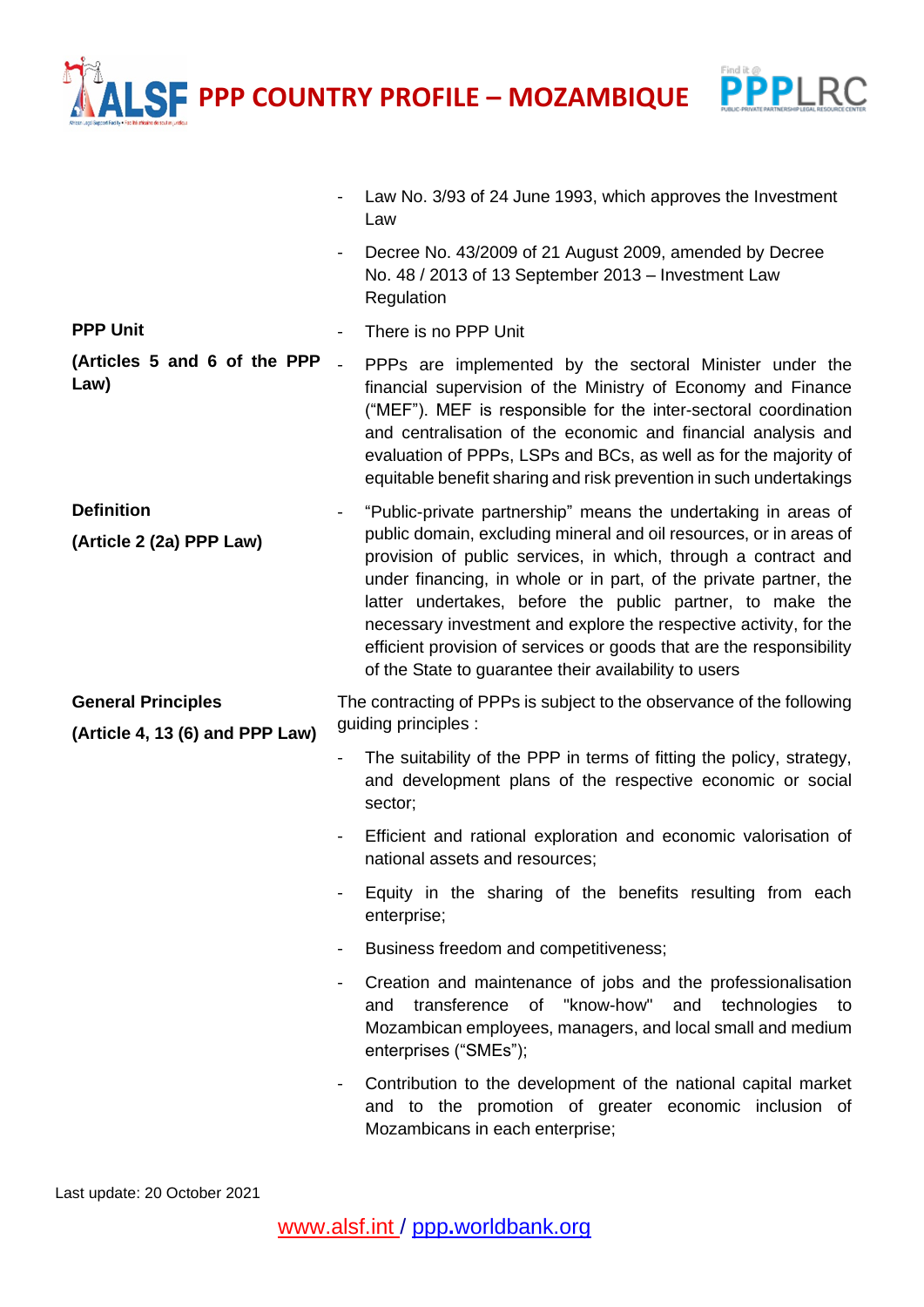| | |
|---|---|
| | - Law No. 3/93 of 24 June 1993, which approves the Investment Law<br>- Decree No. 43/2009 of 21 August 2009, amended by Decree No. 48 / 2013 of 13 September 2013 – Investment Law Regulation |
| **PPP Unit**<br><br>**(Articles 5 and 6 of the PPP Law)** | - There is no PPP Unit<br>- PPPs are implemented by the sectoral Minister under the financial supervision of the Ministry of Economy and Finance ("MEF"). MEF is responsible for the inter-sectoral coordination and centralisation of the economic and financial analysis and evaluation of PPPs, LSPs and BCs, as well as for the majority of equitable benefit sharing and risk prevention in such undertakings |
| **Definition**<br><br>**(Article 2 (2a) PPP Law)** | - "Public-private partnership" means the undertaking in areas of public domain, excluding mineral and oil resources, or in areas of provision of public services, in which, through a contract and under financing, in whole or in part, of the private partner, the latter undertakes, before the public partner, to make the necessary investment and explore the respective activity, for the efficient provision of services or goods that are the responsibility of the State to guarantee their availability to users |
| **General Principles**<br><br>**(Article 4, 13 (6) and PPP Law)** | The contracting of PPPs is subject to the observance of the following guiding principles :<br>- The suitability of the PPP in terms of fitting the policy, strategy, and development plans of the respective economic or social sector;<br>- Efficient and rational exploration and economic valorisation of national assets and resources;<br>- Equity in the sharing of the benefits resulting from each enterprise;<br>- Business freedom and competitiveness;<br>- Creation and maintenance of jobs and the professionalisation and transference of "know-how" and technologies to Mozambican employees, managers, and local small and medium enterprises ("SMEs");<br>- Contribution to the development of the national capital market and to the promotion of greater economic inclusion of Mozambicans in each enterprise; |

Last update: 20 October 2021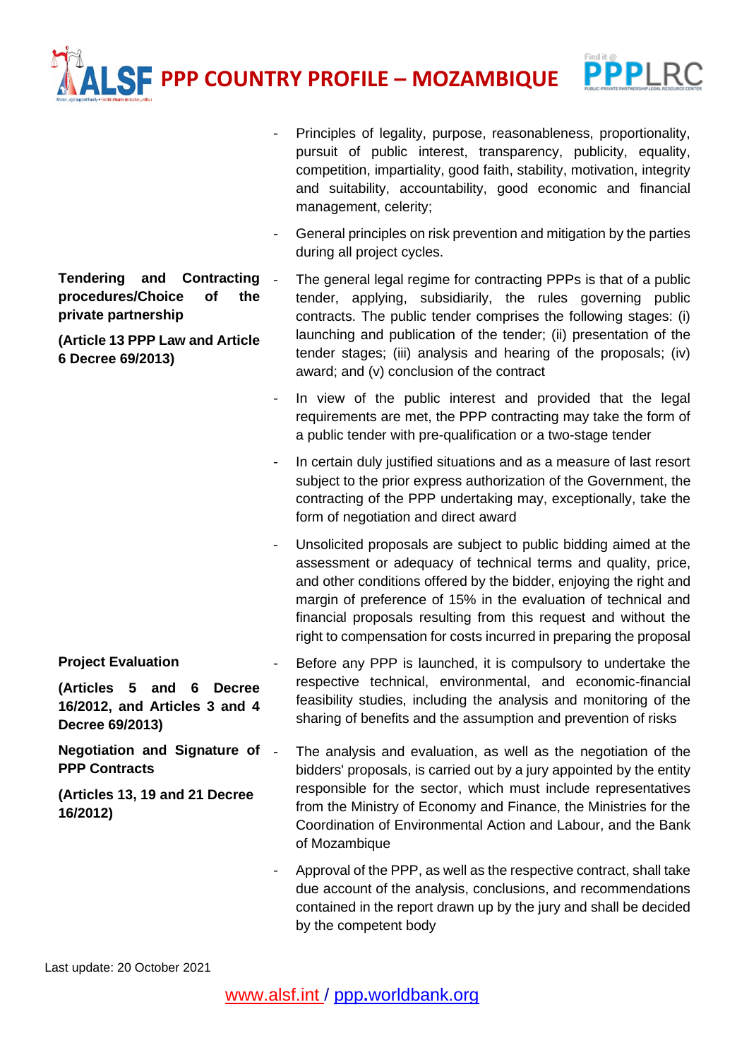| | |
|---|---|
| | - Principles of legality, purpose, reasonableness, proportionality, pursuit of public interest, transparency, publicity, equality, competition, impartiality, good faith, stability, motivation, integrity and suitability, accountability, good economic and financial management, celerity;<br>- General principles on risk prevention and mitigation by the parties during all project cycles. |
| **Tendering and Contracting procedures/Choice of the private partnership**<br><br>**(Article 13 PPP Law and Article 6 Decree 69/2013)** | - The general legal regime for contracting PPPs is that of a public tender, applying, subsidiarily, the rules governing public contracts. The public tender comprises the following stages: (i) launching and publication of the tender; (ii) presentation of the tender stages; (iii) analysis and hearing of the proposals; (iv) award; and (v) conclusion of the contract<br>- In view of the public interest and provided that the legal requirements are met, the PPP contracting may take the form of a public tender with pre-qualification or a two-stage tender<br>- In certain duly justified situations and as a measure of last resort subject to the prior express authorization of the Government, the contracting of the PPP undertaking may, exceptionally, take the form of negotiation and direct award<br>- Unsolicited proposals are subject to public bidding aimed at the assessment or adequacy of technical terms and quality, price, and other conditions offered by the bidder, enjoying the right and margin of preference of 15% in the evaluation of technical and financial proposals resulting from this request and without the right to compensation for costs incurred in preparing the proposal |
| **Project Evaluation**<br><br>**(Articles 5 and 6 Decree 16/2012, and Articles 3 and 4 Decree 69/2013)** | - Before any PPP is launched, it is compulsory to undertake the respective technical, environmental, and economic-financial feasibility studies, including the analysis and monitoring of the sharing of benefits and the assumption and prevention of risks |
| **Negotiation and Signature of PPP Contracts**<br><br>**(Articles 13, 19 and 21 Decree 16/2012)** | - The analysis and evaluation, as well as the negotiation of the bidders' proposals, is carried out by a jury appointed by the entity responsible for the sector, which must include representatives from the Ministry of Economy and Finance, the Ministries for the Coordination of Environmental Action and Labour, and the Bank of Mozambique<br>- Approval of the PPP, as well as the respective contract, shall take due account of the analysis, conclusions, and recommendations contained in the report drawn up by the jury and shall be decided by the competent body |

Last update: 20 October 2021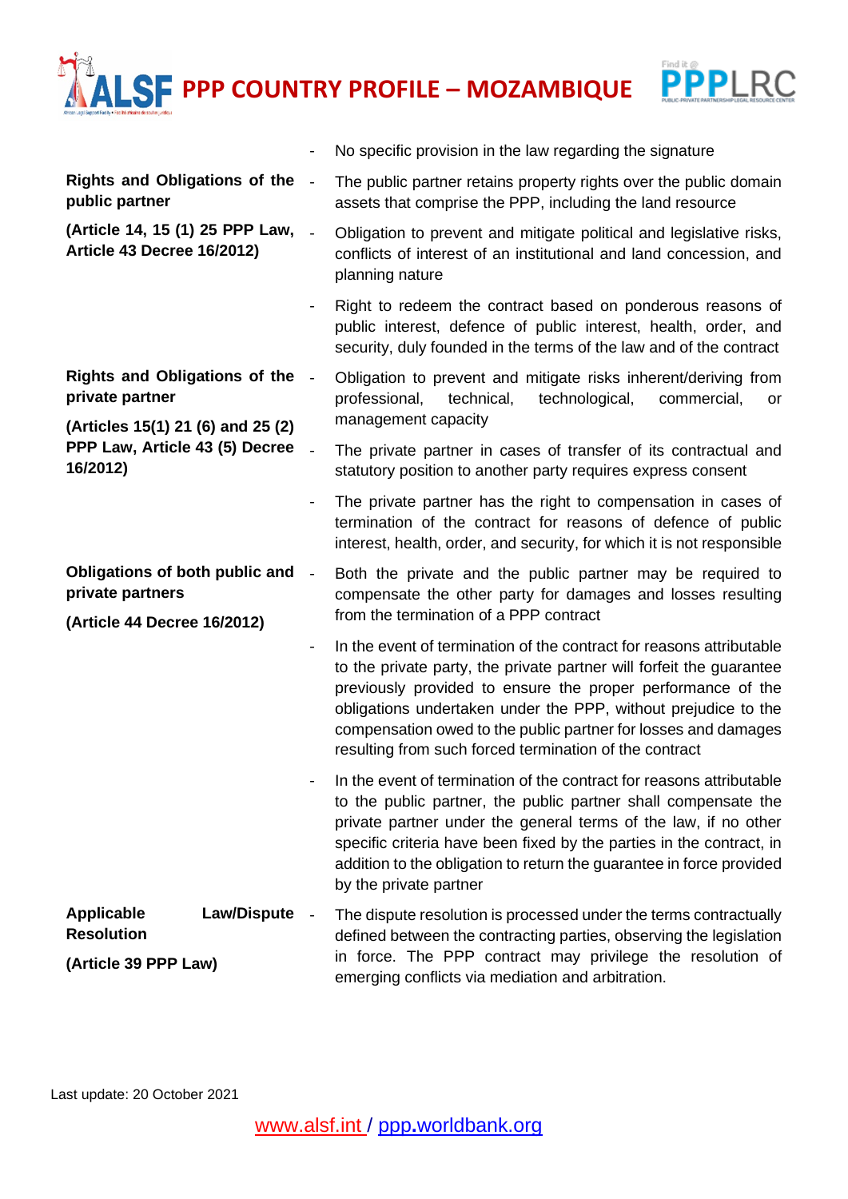| | |
|---|---|
| | - No specific provision in the law regarding the signature |
| **Rights and Obligations of the public partner**<br><br>**(Article 14, 15 (1) 25 PPP Law, Article 43 Decree 16/2012)** | - The public partner retains property rights over the public domain assets that comprise the PPP, including the land resource<br>- Obligation to prevent and mitigate political and legislative risks, conflicts of interest of an institutional and land concession, and planning nature<br>- Right to redeem the contract based on ponderous reasons of public interest, defence of public interest, health, order, and security, duly founded in the terms of the law and of the contract |
| **Rights and Obligations of the private partner**<br><br>**(Articles 15(1) 21 (6) and 25 (2) PPP Law, Article 43 (5) Decree 16/2012)** | - Obligation to prevent and mitigate risks inherent/deriving from professional, technical, technological, commercial, or management capacity<br>- The private partner in cases of transfer of its contractual and statutory position to another party requires express consent<br>- The private partner has the right to compensation in cases of termination of the contract for reasons of defence of public interest, health, order, and security, for which it is not responsible |
| **Obligations of both public and private partners**<br><br>**(Article 44 Decree 16/2012)** | - Both the private and the public partner may be required to compensate the other party for damages and losses resulting from the termination of a PPP contract<br>- In the event of termination of the contract for reasons attributable to the private party, the private partner will forfeit the guarantee previously provided to ensure the proper performance of the obligations undertaken under the PPP, without prejudice to the compensation owed to the public partner for losses and damages resulting from such forced termination of the contract<br>- In the event of termination of the contract for reasons attributable to the public partner, the public partner shall compensate the private partner under the general terms of the law, if no other specific criteria have been fixed by the parties in the contract, in addition to the obligation to return the guarantee in force provided by the private partner |
| **Applicable Law/Dispute Resolution**<br><br>**(Article 39 PPP Law)** | - The dispute resolution is processed under the terms contractually defined between the contracting parties, observing the legislation in force. The PPP contract may privilege the resolution of emerging conflicts via mediation and arbitration. |

Last update: 20 October 2021

www.alsf.int / ppp.worldbank.org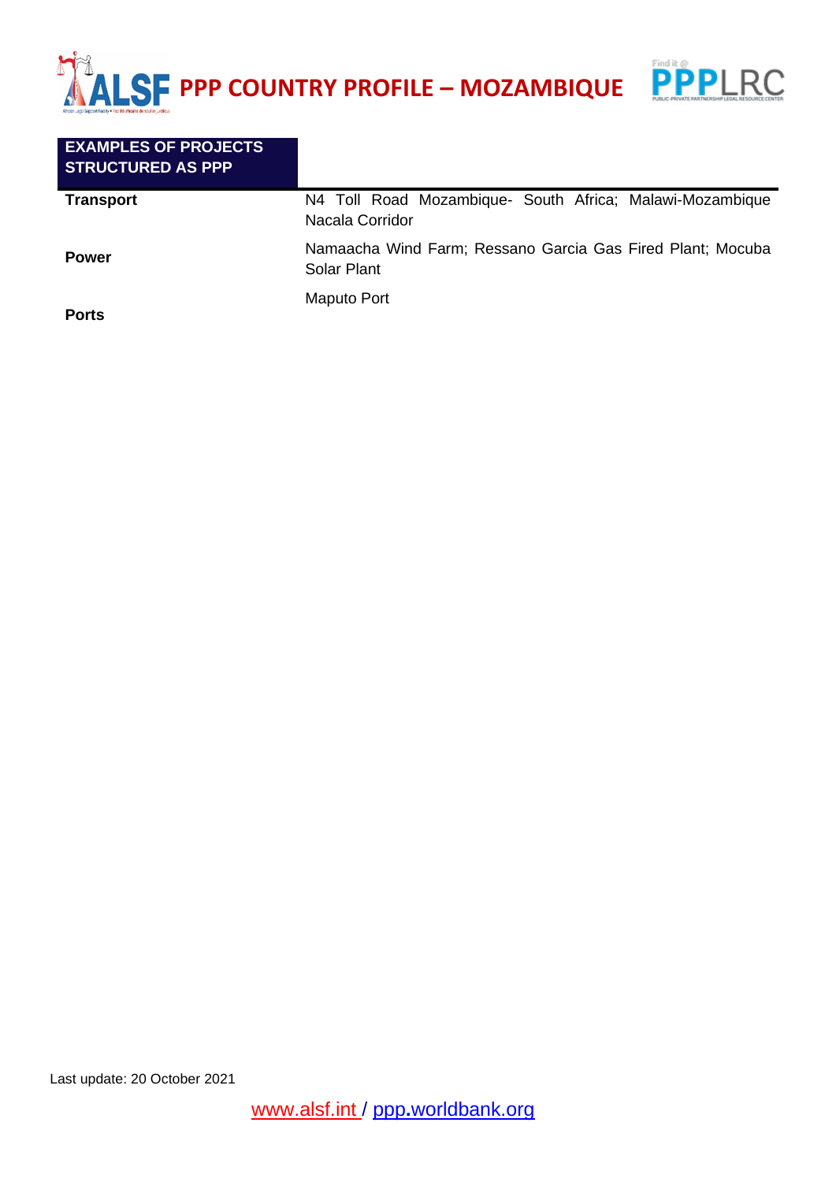| EXAMPLES OF PROJECTS STRUCTURED AS PPP | |
|---|---|
| **Transport** | N4 Toll Road Mozambique- South Africa; Malawi-Mozambique Nacala Corridor |
| **Power** | Namaacha Wind Farm; Ressano Garcia Gas Fired Plant; Mocuba Solar Plant |
| **Ports** | Maputo Port |

Last update: 20 October 2021

www.alsf.int / ppp.worldbank.org